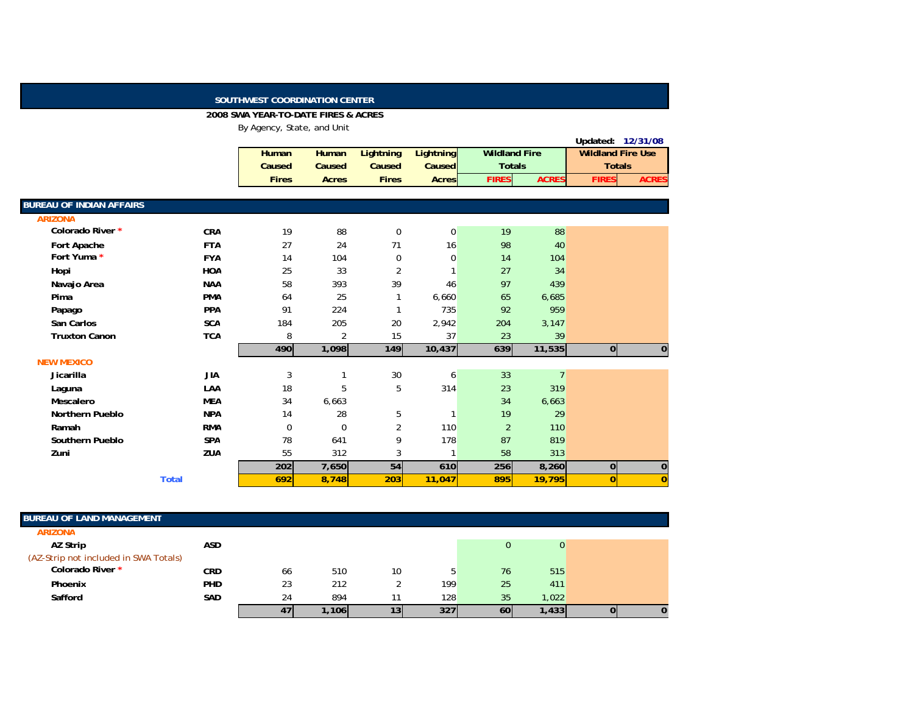# SOUTHWEST COORDINATION CENTER

## 2008 SWA YEAR-TO-DATE FIRES & ACRES

By Agency, State, and Unit

Updated: 12/31/08

| | | Human Caused Fires | Human Caused Acres | Lightning Caused Fires | Lightning Caused Acres | Wildland Fire Totals | | Wildland Fire Use Totals | |
|---|---|---|---|---|---|---|---|---|---|
| | | | | | | FIRES | ACRES | FIRES | ACRES |
| **BUREAU OF INDIAN AFFAIRS** | | | | | | | | | |
| **ARIZONA** | | | | | | | | | |
| Colorado River * | CRA | 19 | 88 | 0 | 0 | 19 | 88 | | |
| Fort Apache | FTA | 27 | 24 | 71 | 16 | 98 | 40 | | |
| Fort Yuma * | FYA | 14 | 104 | 0 | 0 | 14 | 104 | | |
| Hopi | HOA | 25 | 33 | 2 | 1 | 27 | 34 | | |
| Navajo Area | NAA | 58 | 393 | 39 | 46 | 97 | 439 | | |
| Pima | PMA | 64 | 25 | 1 | 6,660 | 65 | 6,685 | | |
| Papago | PPA | 91 | 224 | 1 | 735 | 92 | 959 | | |
| San Carlos | SCA | 184 | 205 | 20 | 2,942 | 204 | 3,147 | | |
| Truxton Canon | TCA | 8 | 2 | 15 | 37 | 23 | 39 | | |
| | | **490** | **1,098** | **149** | **10,437** | **639** | **11,535** | **0** | **0** |
| **NEW MEXICO** | | | | | | | | | |
| Jicarilla | JIA | 3 | 1 | 30 | 6 | 33 | 7 | | |
| Laguna | LAA | 18 | 5 | 5 | 314 | 23 | 319 | | |
| Mescalero | MEA | 34 | 6,663 | | | 34 | 6,663 | | |
| Northern Pueblo | NPA | 14 | 28 | 5 | 1 | 19 | 29 | | |
| Ramah | RMA | 0 | 0 | 2 | 110 | 2 | 110 | | |
| Southern Pueblo | SPA | 78 | 641 | 9 | 178 | 87 | 819 | | |
| Zuni | ZUA | 55 | 312 | 3 | 1 | 58 | 313 | | |
| | | **202** | **7,650** | **54** | **610** | **256** | **8,260** | **0** | **0** |
| **Total** | | **692** | **8,748** | **203** | **11,047** | **895** | **19,795** | **0** | **0** |
| **BUREAU OF LAND MANAGEMENT** | | | | | | | | | |
| **ARIZONA** | | | | | | | | | |
| AZ Strip | ASD | | | | | 0 | 0 | | |
| (AZ-Strip not included in SWA Totals) | | | | | | | | | |
| Colorado River * | CRD | 66 | 510 | 10 | 5 | 76 | 515 | | |
| Phoenix | PHD | 23 | 212 | 2 | 199 | 25 | 411 | | |
| Safford | SAD | 24 | 894 | 11 | 128 | 35 | 1,022 | | |
| | | **47** | **1,106** | **13** | **327** | **60** | **1,433** | **0** | **0** |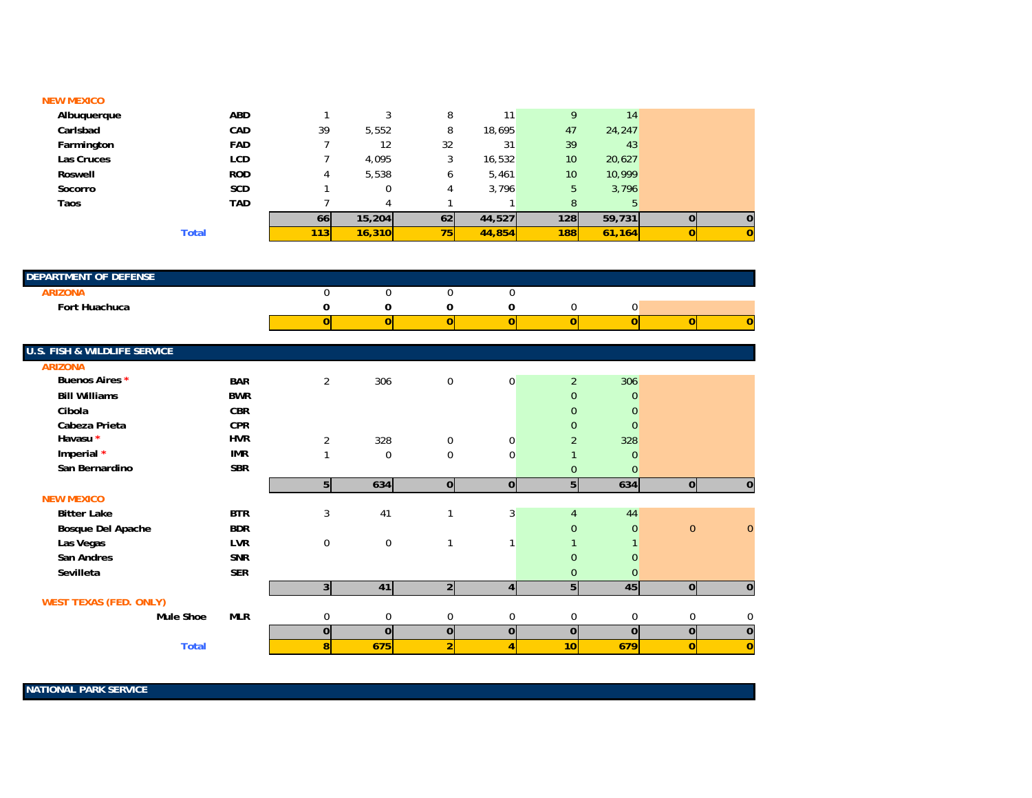| | | | | | | | | | |
|---|---|---|---|---|---|---|---|---|---|
| **NEW MEXICO** | | | | | | | | | |
| **Albuquerque** | **ABD** | 1 | 3 | 8 | 11 | 9 | 14 | | |
| **Carlsbad** | **CAD** | 39 | 5,552 | 8 | 18,695 | 47 | 24,247 | | |
| **Farmington** | **FAD** | 7 | 12 | 32 | 31 | 39 | 43 | | |
| **Las Cruces** | **LCD** | 7 | 4,095 | 3 | 16,532 | 10 | 20,627 | | |
| **Roswell** | **ROD** | 4 | 5,538 | 6 | 5,461 | 10 | 10,999 | | |
| **Socorro** | **SCD** | 1 | 0 | 4 | 3,796 | 5 | 3,796 | | |
| **Taos** | **TAD** | 7 | 4 | 1 | 1 | 8 | 5 | | |
| | | **66** | **15,204** | **62** | **44,527** | **128** | **59,731** | **0** | **0** |
| **Total** | | **113** | **16,310** | **75** | **44,854** | **188** | **61,164** | **0** | **0** |

| | | | | | | | | | |
|---|---|---|---|---|---|---|---|---|---|
| **DEPARTMENT OF DEFENSE** | | | | | | | | | |
| **ARIZONA** | | 0 | 0 | 0 | 0 | | | | |
| **Fort Huachuca** | | **0** | **0** | **0** | **0** | 0 | 0 | | |
| | | **0** | **0** | **0** | **0** | **0** | **0** | **0** | **0** |

| | | | | | | | | | |
|---|---|---|---|---|---|---|---|---|---|
| **U.S. FISH & WILDLIFE SERVICE** | | | | | | | | | |
| **ARIZONA** | | | | | | | | | |
| **Buenos Aires** * | **BAR** | 2 | 306 | 0 | 0 | 2 | 306 | | |
| **Bill Williams** | **BWR** | | | | | 0 | 0 | | |
| **Cibola** | **CBR** | | | | | 0 | 0 | | |
| **Cabeza Prieta** | **CPR** | | | | | 0 | 0 | | |
| **Havasu** * | **HVR** | 2 | 328 | 0 | 0 | 2 | 328 | | |
| **Imperial** * | **IMR** | 1 | 0 | 0 | 0 | 1 | 0 | | |
| **San Bernardino** | **SBR** | | | | | 0 | 0 | | |
| | | **5** | **634** | **0** | **0** | **5** | **634** | **0** | **0** |
| **NEW MEXICO** | | | | | | | | | |
| **Bitter Lake** | **BTR** | 3 | 41 | 1 | 3 | 4 | 44 | | |
| **Bosque Del Apache** | **BDR** | | | | | 0 | 0 | 0 | 0 |
| **Las Vegas** | **LVR** | 0 | 0 | 1 | 1 | 1 | 1 | | |
| **San Andres** | **SNR** | | | | | 0 | 0 | | |
| **Sevilleta** | **SER** | | | | | 0 | 0 | | |
| | | **3** | **41** | **2** | **4** | **5** | **45** | **0** | **0** |
| **WEST TEXAS (FED. ONLY)** | | | | | | | | | |
| **Mule Shoe** | **MLR** | 0 | 0 | 0 | 0 | 0 | 0 | 0 | 0 |
| | | **0** | **0** | **0** | **0** | **0** | **0** | **0** | **0** |
| **Total** | | **8** | **675** | **2** | **4** | **10** | **679** | **0** | **0** |

**NATIONAL PARK SERVICE**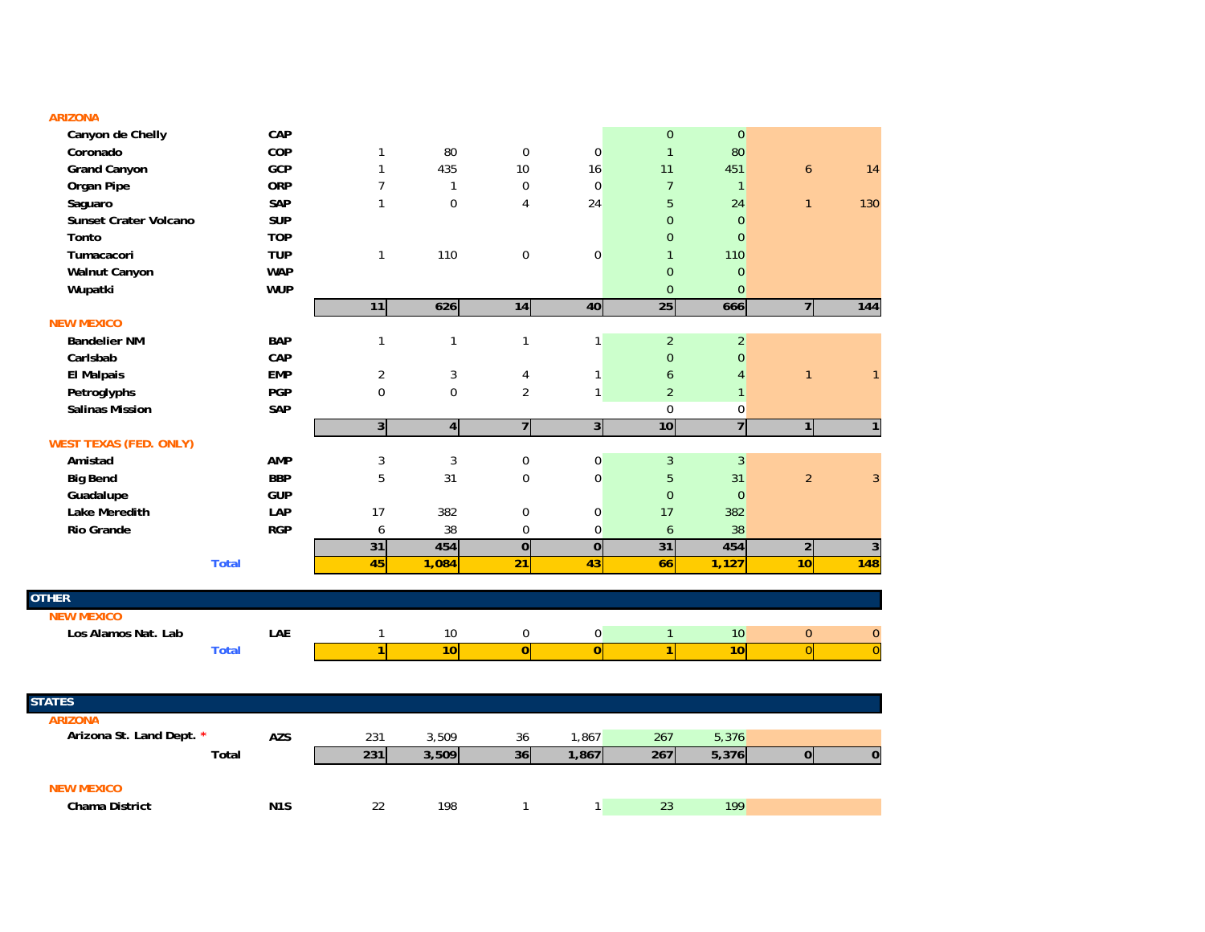| | | | | | | | | | |
|---|---|---|---|---|---|---|---|---|---|
| **ARIZONA** | | | | | | | | | |
| **Canyon de Chelly** | **CAP** | | | | | 0 | 0 | | |
| **Coronado** | **COP** | 1 | 80 | 0 | 0 | 1 | 80 | | |
| **Grand Canyon** | **GCP** | 1 | 435 | 10 | 16 | 11 | 451 | 6 | 14 |
| **Organ Pipe** | **ORP** | 7 | 1 | 0 | 0 | 7 | 1 | | |
| **Saguaro** | **SAP** | 1 | 0 | 4 | 24 | 5 | 24 | 1 | 130 |
| **Sunset Crater Volcano** | **SUP** | | | | | 0 | 0 | | |
| **Tonto** | **TOP** | | | | | 0 | 0 | | |
| **Tumacacori** | **TUP** | 1 | 110 | 0 | 0 | 1 | 110 | | |
| **Walnut Canyon** | **WAP** | | | | | 0 | 0 | | |
| **Wupatki** | **WUP** | | | | | 0 | 0 | | |
| | | **11** | **626** | **14** | **40** | **25** | **666** | **7** | **144** |
| **NEW MEXICO** | | | | | | | | | |
| **Bandelier NM** | **BAP** | 1 | 1 | 1 | 1 | 2 | 2 | | |
| **Carlsbab** | **CAP** | | | | | 0 | 0 | | |
| **El Malpais** | **EMP** | 2 | 3 | 4 | 1 | 6 | 4 | 1 | 1 |
| **Petroglyphs** | **PGP** | 0 | 0 | 2 | 1 | 2 | 1 | | |
| **Salinas Mission** | **SAP** | | | | | 0 | 0 | | |
| | | **3** | **4** | **7** | **3** | **10** | **7** | **1** | **1** |
| **WEST TEXAS (FED. ONLY)** | | | | | | | | | |
| **Amistad** | **AMP** | 3 | 3 | 0 | 0 | 3 | 3 | | |
| **Big Bend** | **BBP** | 5 | 31 | 0 | 0 | 5 | 31 | 2 | 3 |
| **Guadalupe** | **GUP** | | | | | 0 | 0 | | |
| **Lake Meredith** | **LAP** | 17 | 382 | 0 | 0 | 17 | 382 | | |
| **Rio Grande** | **RGP** | 6 | 38 | 0 | 0 | 6 | 38 | | |
| | | **31** | **454** | **0** | **0** | **31** | **454** | **2** | **3** |
| **Total** | | **45** | **1,084** | **21** | **43** | **66** | **1,127** | **10** | **148** |

| | | | | | | | | | |
|---|---|---|---|---|---|---|---|---|---|
| **OTHER** | | | | | | | | | |
| **NEW MEXICO** | | | | | | | | | |
| **Los Alamos Nat. Lab** | **LAE** | 1 | 10 | 0 | 0 | 1 | 10 | 0 | 0 |
| **Total** | | **1** | **10** | **0** | **0** | **1** | **10** | 0 | 0 |

| | | | | | | | | | |
|---|---|---|---|---|---|---|---|---|---|
| **STATES** | | | | | | | | | |
| **ARIZONA** | | | | | | | | | |
| **Arizona St. Land Dept. *** | **AZS** | 231 | 3,509 | 36 | 1,867 | 267 | 5,376 | | |
| **Total** | | **231** | **3,509** | **36** | **1,867** | **267** | **5,376** | **0** | **0** |
| **NEW MEXICO** | | | | | | | | | |
| **Chama District** | **N1S** | 22 | 198 | 1 | 1 | 23 | 199 | | |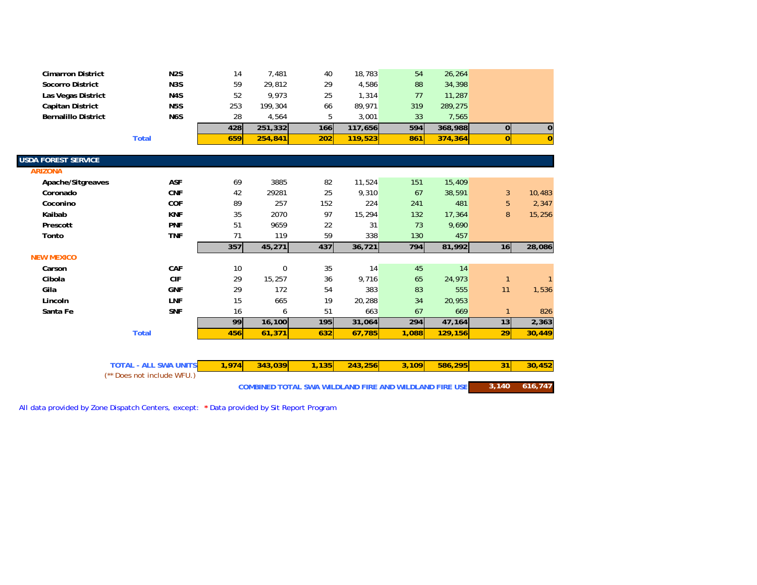| | | | | | | | | | |
|---|---|---|---|---|---|---|---|---|---|
| **Cimarron District** | **N2S** | 14 | 7,481 | 40 | 18,783 | 54 | 26,264 | | |
| **Socorro District** | **N3S** | 59 | 29,812 | 29 | 4,586 | 88 | 34,398 | | |
| **Las Vegas District** | **N4S** | 52 | 9,973 | 25 | 1,314 | 77 | 11,287 | | |
| **Capitan District** | **N5S** | 253 | 199,304 | 66 | 89,971 | 319 | 289,275 | | |
| **Bernalillo District** | **N6S** | 28 | 4,564 | 5 | 3,001 | 33 | 7,565 | | |
| | | **428** | **251,332** | **166** | **117,656** | **594** | **368,988** | **0** | **0** |
| **Total** | | **659** | **254,841** | **202** | **119,523** | **861** | **374,364** | **0** | **0** |
| **USDA FOREST SERVICE** | | | | | | | | | |
| **ARIZONA** | | | | | | | | | |
| **Apache/Sitgreaves** | **ASF** | 69 | 3885 | 82 | 11,524 | 151 | 15,409 | | |
| **Coronado** | **CNF** | 42 | 29281 | 25 | 9,310 | 67 | 38,591 | 3 | 10,483 |
| **Coconino** | **COF** | 89 | 257 | 152 | 224 | 241 | 481 | 5 | 2,347 |
| **Kaibab** | **KNF** | 35 | 2070 | 97 | 15,294 | 132 | 17,364 | 8 | 15,256 |
| **Prescott** | **PNF** | 51 | 9659 | 22 | 31 | 73 | 9,690 | | |
| **Tonto** | **TNF** | 71 | 119 | 59 | 338 | 130 | 457 | | |
| | | **357** | **45,271** | **437** | **36,721** | **794** | **81,992** | **16** | **28,086** |
| **NEW MEXICO** | | | | | | | | | |
| **Carson** | **CAF** | 10 | 0 | 35 | 14 | 45 | 14 | | |
| **Cibola** | **CIF** | 29 | 15,257 | 36 | 9,716 | 65 | 24,973 | 1 | 1 |
| **Gila** | **GNF** | 29 | 172 | 54 | 383 | 83 | 555 | 11 | 1,536 |
| **Lincoln** | **LNF** | 15 | 665 | 19 | 20,288 | 34 | 20,953 | | |
| **Santa Fe** | **SNF** | 16 | 6 | 51 | 663 | 67 | 669 | 1 | 826 |
| | | **99** | **16,100** | **195** | **31,064** | **294** | **47,164** | **13** | **2,363** |
| **Total** | | **456** | **61,371** | **632** | **67,785** | **1,088** | **129,156** | **29** | **30,449** |
| **TOTAL - ALL SWA UNITS** | | **1,974** | **343,039** | **1,135** | **243,256** | **3,109** | **586,295** | **31** | **30,452** |

(** Does not include WFU.)

**COMBINED TOTAL SWA WILDLAND FIRE AND WILDLAND FIRE USE** **3,140** **616,747**

All data provided by Zone Dispatch Centers, except: * Data provided by Sit Report Program